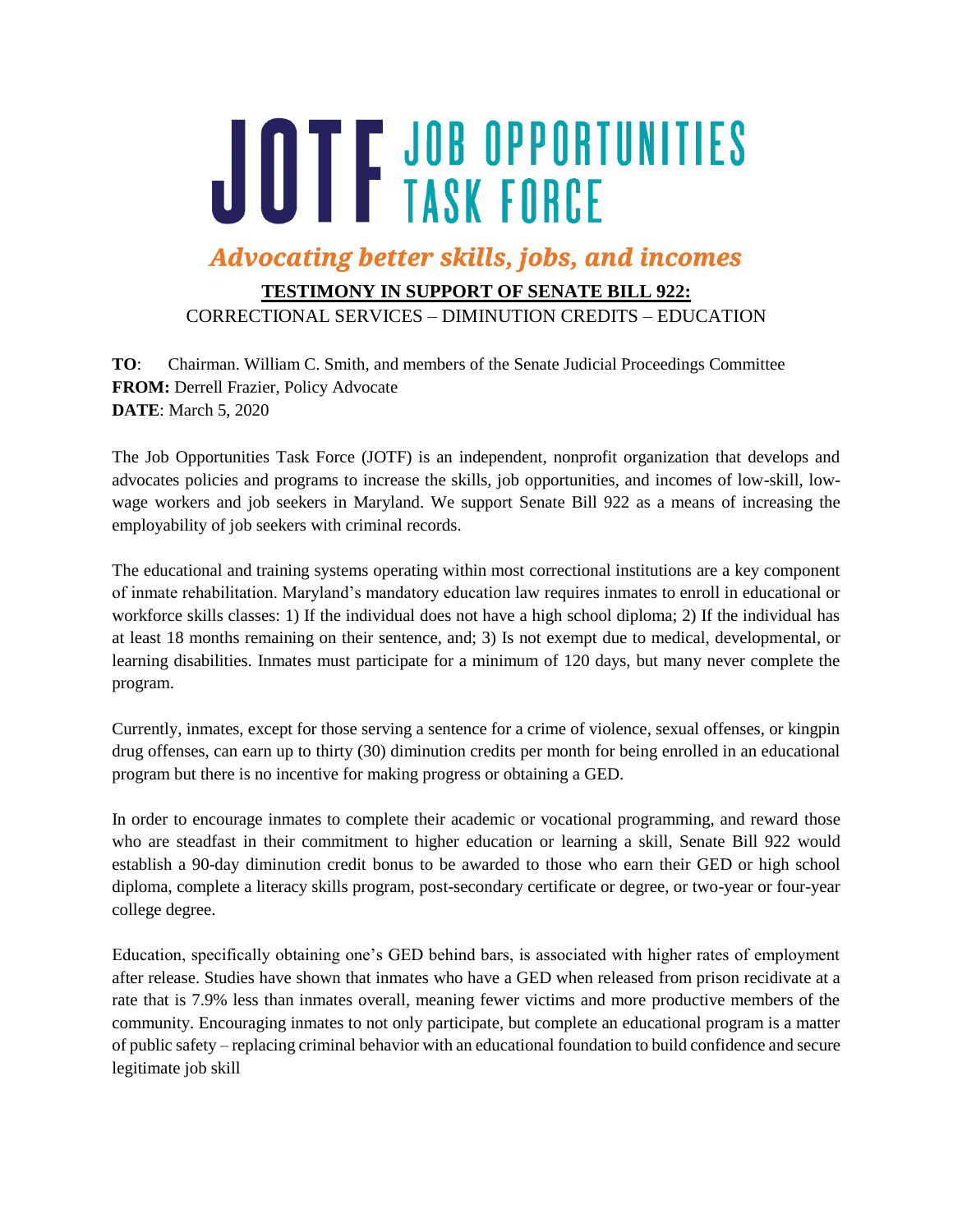# JOTF JOB OPPORTUNITIES TASK FORCE

*Advocating better skills, jobs, and incomes*

**TESTIMONY IN SUPPORT OF SENATE BILL 922:**

CORRECTIONAL SERVICES – DIMINUTION CREDITS – EDUCATION

**TO**: Chairman. William C. Smith, and members of the Senate Judicial Proceedings Committee
**FROM:** Derrell Frazier, Policy Advocate
**DATE**: March 5, 2020

The Job Opportunities Task Force (JOTF) is an independent, nonprofit organization that develops and advocates policies and programs to increase the skills, job opportunities, and incomes of low-skill, low-wage workers and job seekers in Maryland. We support Senate Bill 922 as a means of increasing the employability of job seekers with criminal records.

The educational and training systems operating within most correctional institutions are a key component of inmate rehabilitation. Maryland's mandatory education law requires inmates to enroll in educational or workforce skills classes: 1) If the individual does not have a high school diploma; 2) If the individual has at least 18 months remaining on their sentence, and; 3) Is not exempt due to medical, developmental, or learning disabilities. Inmates must participate for a minimum of 120 days, but many never complete the program.

Currently, inmates, except for those serving a sentence for a crime of violence, sexual offenses, or kingpin drug offenses, can earn up to thirty (30) diminution credits per month for being enrolled in an educational program but there is no incentive for making progress or obtaining a GED.

In order to encourage inmates to complete their academic or vocational programming, and reward those who are steadfast in their commitment to higher education or learning a skill, Senate Bill 922 would establish a 90-day diminution credit bonus to be awarded to those who earn their GED or high school diploma, complete a literacy skills program, post-secondary certificate or degree, or two-year or four-year college degree.

Education, specifically obtaining one's GED behind bars, is associated with higher rates of employment after release. Studies have shown that inmates who have a GED when released from prison recidivate at a rate that is 7.9% less than inmates overall, meaning fewer victims and more productive members of the community. Encouraging inmates to not only participate, but complete an educational program is a matter of public safety – replacing criminal behavior with an educational foundation to build confidence and secure legitimate job skill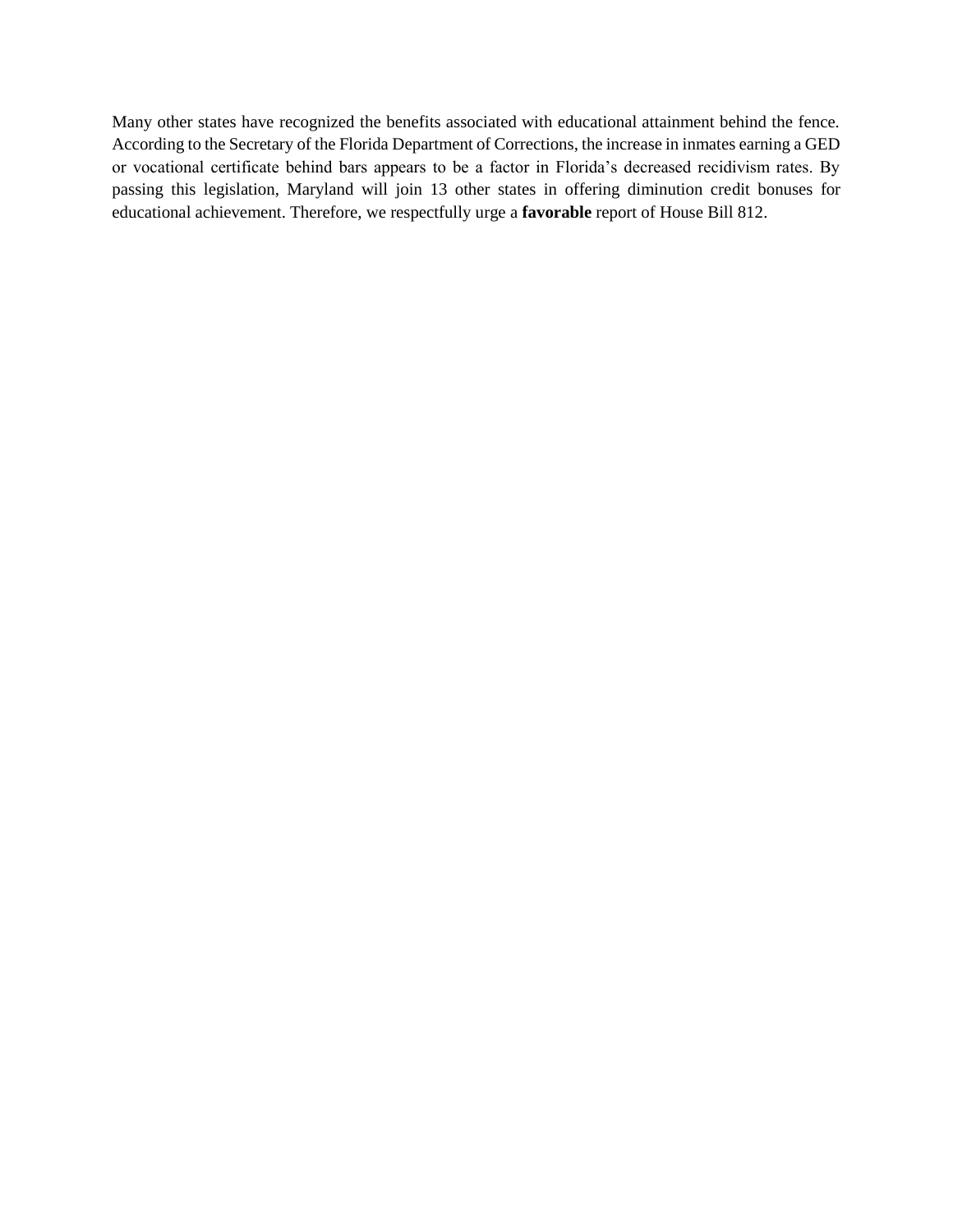Many other states have recognized the benefits associated with educational attainment behind the fence. According to the Secretary of the Florida Department of Corrections, the increase in inmates earning a GED or vocational certificate behind bars appears to be a factor in Florida's decreased recidivism rates. By passing this legislation, Maryland will join 13 other states in offering diminution credit bonuses for educational achievement. Therefore, we respectfully urge a **favorable** report of House Bill 812.